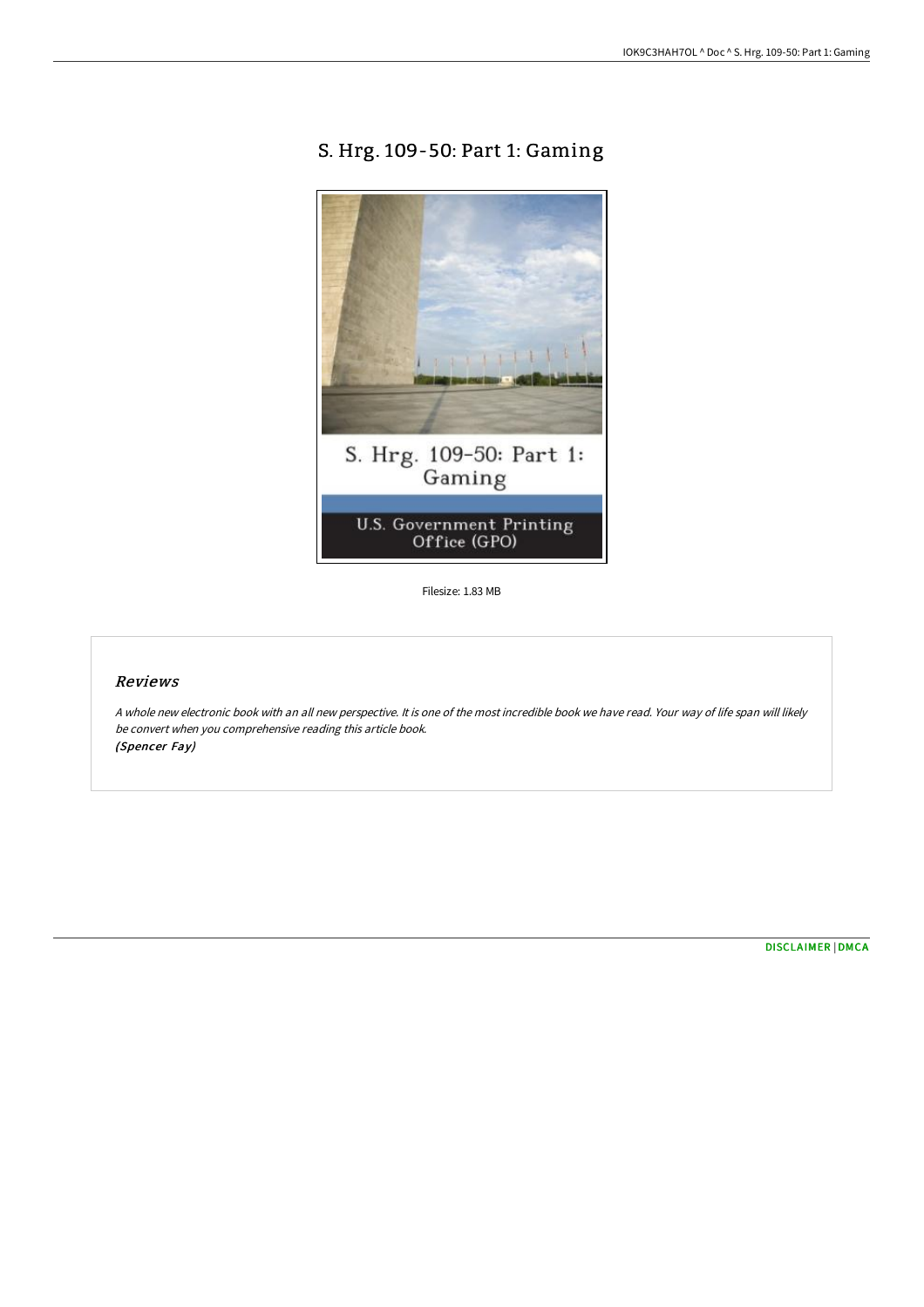# S. Hrg. 109-50: Part 1: Gaming

Filesize: 1.83 MB

## *Reviews*

*A whole new electronic book with an all new perspective. It is one of the most incredible book we have read. Your way of life span will likely be convert when you comprehensive reading this article book.*
*(Spencer Fay)*

DISCLAIMER | DMCA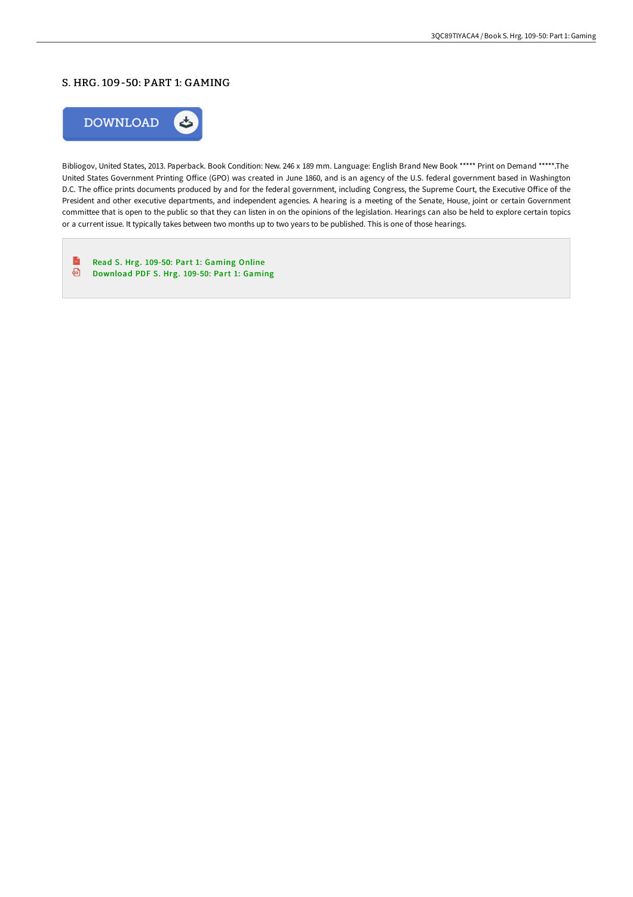# S. HRG. 109-50: PART 1: GAMING

DOWNLOAD

Bibliogov, United States, 2013. Paperback. Book Condition: New. 246 x 189 mm. Language: English Brand New Book ***** Print on Demand *****.The United States Government Printing Office (GPO) was created in June 1860, and is an agency of the U.S. federal government based in Washington D.C. The office prints documents produced by and for the federal government, including Congress, the Supreme Court, the Executive Office of the President and other executive departments, and independent agencies. A hearing is a meeting of the Senate, House, joint or certain Government committee that is open to the public so that they can listen in on the opinions of the legislation. Hearings can also be held to explore certain topics or a current issue. It typically takes between two months up to two years to be published. This is one of those hearings.

- Read S. Hrg. 109-50: Part 1: Gaming Online
- Download PDF S. Hrg. 109-50: Part 1: Gaming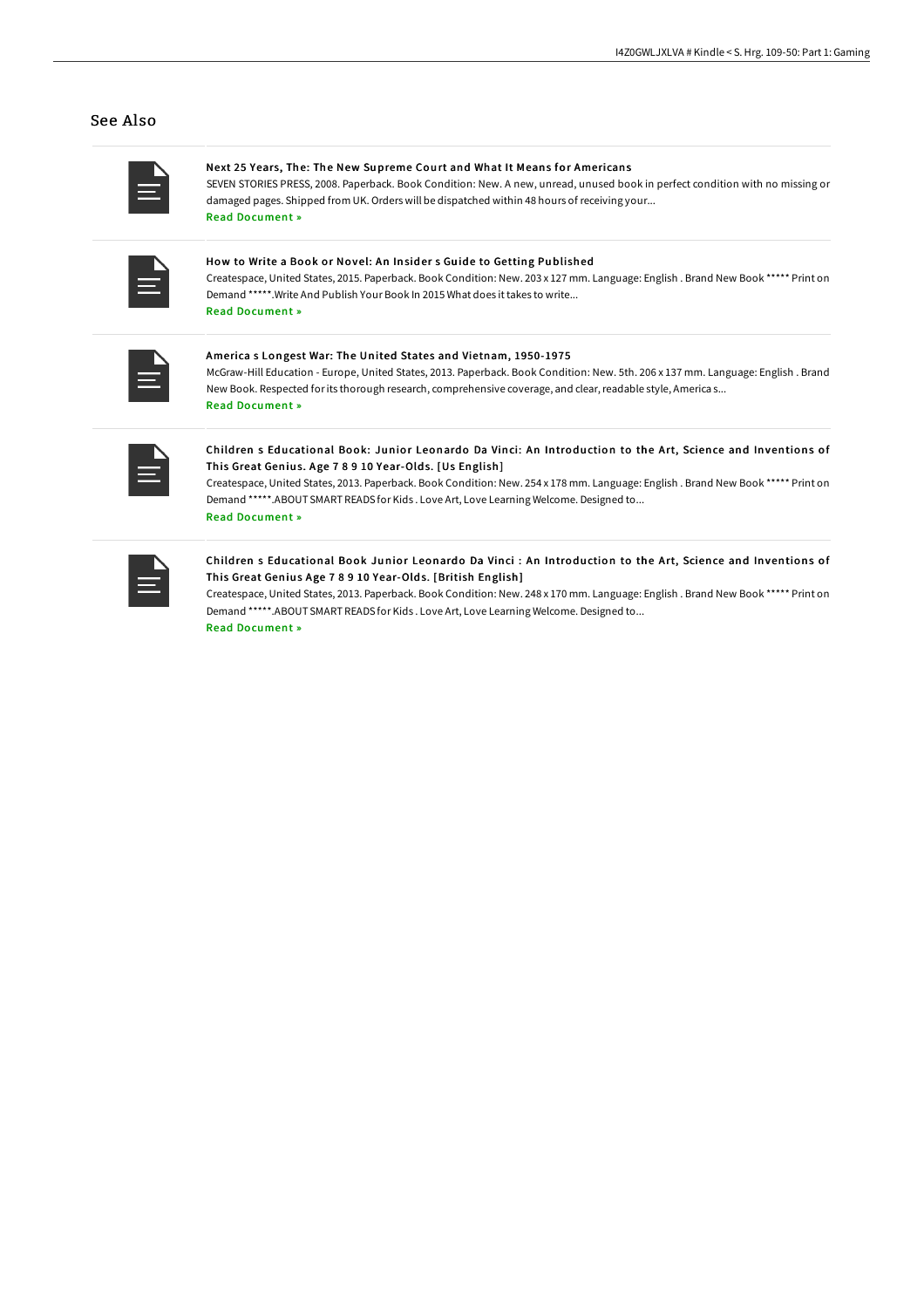## See Also

**Next 25 Years, The: The New Supreme Court and What It Means for Americans**

SEVEN STORIES PRESS, 2008. Paperback. Book Condition: New. A new, unread, unused book in perfect condition with no missing or damaged pages. Shipped from UK. Orders will be dispatched within 48 hours of receiving your...

Read Document »

**How to Write a Book or Novel: An Insider s Guide to Getting Published**

Createspace, United States, 2015. Paperback. Book Condition: New. 203 x 127 mm. Language: English . Brand New Book ***** Print on Demand *****.Write And Publish Your Book In 2015 What does it takes to write...

Read Document »

**America s Longest War: The United States and Vietnam, 1950-1975**

McGraw-Hill Education - Europe, United States, 2013. Paperback. Book Condition: New. 5th. 206 x 137 mm. Language: English . Brand New Book. Respected for its thorough research, comprehensive coverage, and clear, readable style, America s...

Read Document »

**Children s Educational Book: Junior Leonardo Da Vinci: An Introduction to the Art, Science and Inventions of This Great Genius. Age 7 8 9 10 Year-Olds. [Us English]**

Createspace, United States, 2013. Paperback. Book Condition: New. 254 x 178 mm. Language: English . Brand New Book ***** Print on Demand *****.ABOUT SMART READS for Kids . Love Art, Love Learning Welcome. Designed to...

Read Document »

**Children s Educational Book Junior Leonardo Da Vinci : An Introduction to the Art, Science and Inventions of This Great Genius Age 7 8 9 10 Year-Olds. [British English]**

Createspace, United States, 2013. Paperback. Book Condition: New. 248 x 170 mm. Language: English . Brand New Book ***** Print on Demand *****.ABOUT SMART READS for Kids . Love Art, Love Learning Welcome. Designed to...

Read Document »